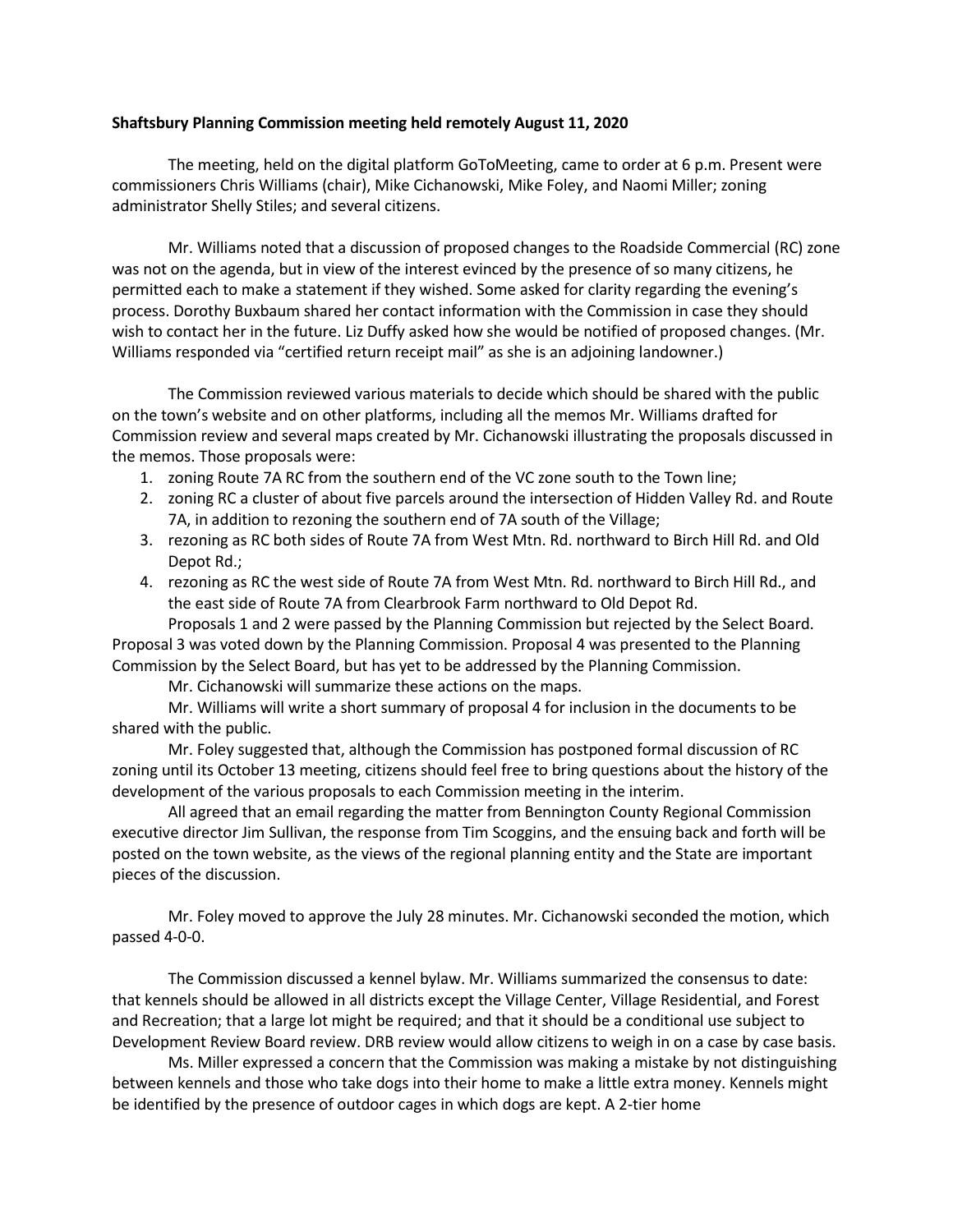**Shaftsbury Planning Commission meeting held remotely August 11, 2020**

The meeting, held on the digital platform GoToMeeting, came to order at 6 p.m. Present were commissioners Chris Williams (chair), Mike Cichanowski, Mike Foley, and Naomi Miller; zoning administrator Shelly Stiles; and several citizens.

Mr. Williams noted that a discussion of proposed changes to the Roadside Commercial (RC) zone was not on the agenda, but in view of the interest evinced by the presence of so many citizens, he permitted each to make a statement if they wished. Some asked for clarity regarding the evening's process. Dorothy Buxbaum shared her contact information with the Commission in case they should wish to contact her in the future. Liz Duffy asked how she would be notified of proposed changes. (Mr. Williams responded via "certified return receipt mail" as she is an adjoining landowner.)

The Commission reviewed various materials to decide which should be shared with the public on the town's website and on other platforms, including all the memos Mr. Williams drafted for Commission review and several maps created by Mr. Cichanowski illustrating the proposals discussed in the memos. Those proposals were:

1. zoning Route 7A RC from the southern end of the VC zone south to the Town line;
2. zoning RC a cluster of about five parcels around the intersection of Hidden Valley Rd. and Route 7A, in addition to rezoning the southern end of 7A south of the Village;
3. rezoning as RC both sides of Route 7A from West Mtn. Rd. northward to Birch Hill Rd. and Old Depot Rd.;
4. rezoning as RC the west side of Route 7A from West Mtn. Rd. northward to Birch Hill Rd., and the east side of Route 7A from Clearbrook Farm northward to Old Depot Rd.

Proposals 1 and 2 were passed by the Planning Commission but rejected by the Select Board. Proposal 3 was voted down by the Planning Commission. Proposal 4 was presented to the Planning Commission by the Select Board, but has yet to be addressed by the Planning Commission.

Mr. Cichanowski will summarize these actions on the maps.

Mr. Williams will write a short summary of proposal 4 for inclusion in the documents to be shared with the public.

Mr. Foley suggested that, although the Commission has postponed formal discussion of RC zoning until its October 13 meeting, citizens should feel free to bring questions about the history of the development of the various proposals to each Commission meeting in the interim.

All agreed that an email regarding the matter from Bennington County Regional Commission executive director Jim Sullivan, the response from Tim Scoggins, and the ensuing back and forth will be posted on the town website, as the views of the regional planning entity and the State are important pieces of the discussion.

Mr. Foley moved to approve the July 28 minutes. Mr. Cichanowski seconded the motion, which passed 4-0-0.

The Commission discussed a kennel bylaw. Mr. Williams summarized the consensus to date: that kennels should be allowed in all districts except the Village Center, Village Residential, and Forest and Recreation; that a large lot might be required; and that it should be a conditional use subject to Development Review Board review. DRB review would allow citizens to weigh in on a case by case basis.

Ms. Miller expressed a concern that the Commission was making a mistake by not distinguishing between kennels and those who take dogs into their home to make a little extra money. Kennels might be identified by the presence of outdoor cages in which dogs are kept. A 2-tier home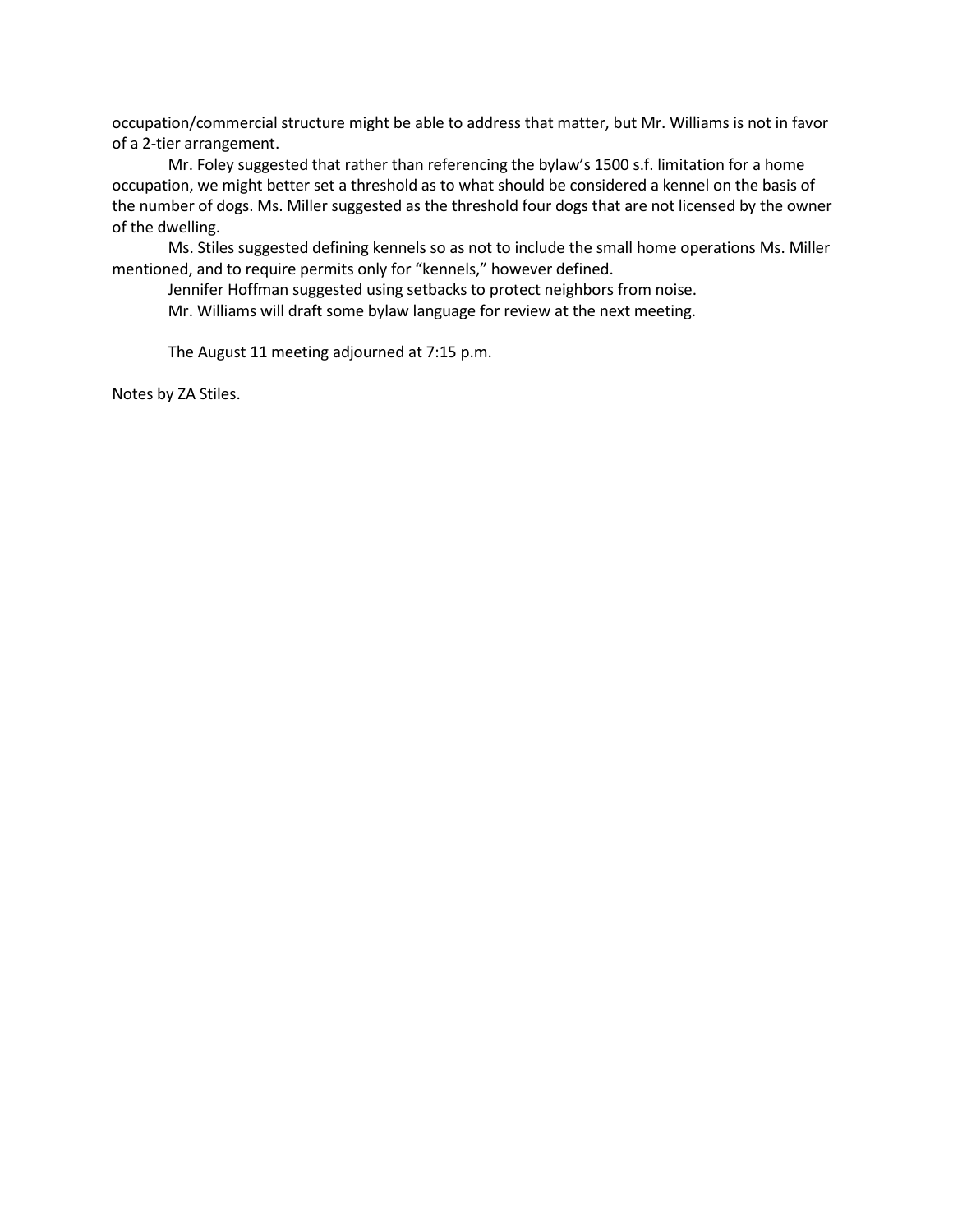occupation/commercial structure might be able to address that matter, but Mr. Williams is not in favor of a 2-tier arrangement.

Mr. Foley suggested that rather than referencing the bylaw's 1500 s.f. limitation for a home occupation, we might better set a threshold as to what should be considered a kennel on the basis of the number of dogs. Ms. Miller suggested as the threshold four dogs that are not licensed by the owner of the dwelling.

Ms. Stiles suggested defining kennels so as not to include the small home operations Ms. Miller mentioned, and to require permits only for "kennels," however defined.

Jennifer Hoffman suggested using setbacks to protect neighbors from noise.

Mr. Williams will draft some bylaw language for review at the next meeting.

The August 11 meeting adjourned at 7:15 p.m.

Notes by ZA Stiles.